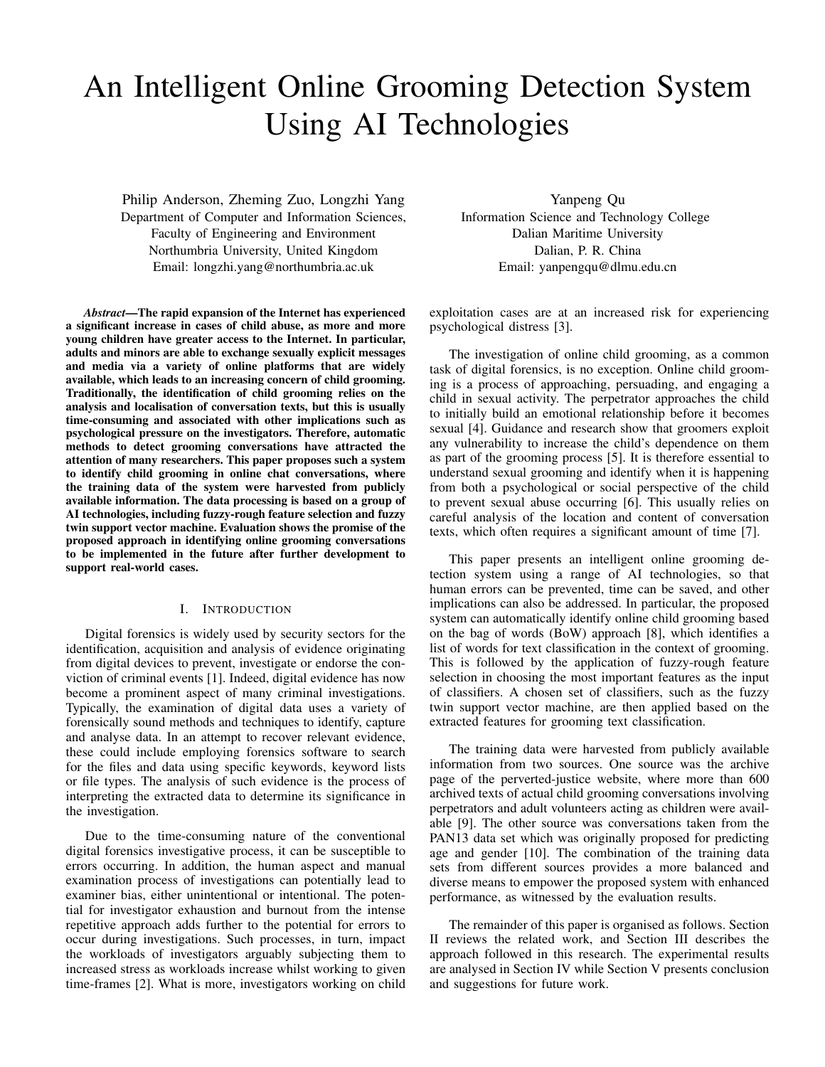# An Intelligent Online Grooming Detection System Using AI Technologies

Philip Anderson, Zheming Zuo, Longzhi Yang
Department of Computer and Information Sciences,
Faculty of Engineering and Environment
Northumbria University, United Kingdom
Email: longzhi.yang@northumbria.ac.uk

Yanpeng Qu
Information Science and Technology College
Dalian Maritime University
Dalian, P. R. China
Email: yanpengqu@dlmu.edu.cn

***Abstract*—The rapid expansion of the Internet has experienced a significant increase in cases of child abuse, as more and more young children have greater access to the Internet. In particular, adults and minors are able to exchange sexually explicit messages and media via a variety of online platforms that are widely available, which leads to an increasing concern of child grooming. Traditionally, the identification of child grooming relies on the analysis and localisation of conversation texts, but this is usually time-consuming and associated with other implications such as psychological pressure on the investigators. Therefore, automatic methods to detect grooming conversations have attracted the attention of many researchers. This paper proposes such a system to identify child grooming in online chat conversations, where the training data of the system were harvested from publicly available information. The data processing is based on a group of AI technologies, including fuzzy-rough feature selection and fuzzy twin support vector machine. Evaluation shows the promise of the proposed approach in identifying online grooming conversations to be implemented in the future after further development to support real-world cases.**

## I. Introduction

Digital forensics is widely used by security sectors for the identification, acquisition and analysis of evidence originating from digital devices to prevent, investigate or endorse the conviction of criminal events [1]. Indeed, digital evidence has now become a prominent aspect of many criminal investigations. Typically, the examination of digital data uses a variety of forensically sound methods and techniques to identify, capture and analyse data. In an attempt to recover relevant evidence, these could include employing forensics software to search for the files and data using specific keywords, keyword lists or file types. The analysis of such evidence is the process of interpreting the extracted data to determine its significance in the investigation.

Due to the time-consuming nature of the conventional digital forensics investigative process, it can be susceptible to errors occurring. In addition, the human aspect and manual examination process of investigations can potentially lead to examiner bias, either unintentional or intentional. The potential for investigator exhaustion and burnout from the intense repetitive approach adds further to the potential for errors to occur during investigations. Such processes, in turn, impact the workloads of investigators arguably subjecting them to increased stress as workloads increase whilst working to given time-frames [2]. What is more, investigators working on child exploitation cases are at an increased risk for experiencing psychological distress [3].

The investigation of online child grooming, as a common task of digital forensics, is no exception. Online child grooming is a process of approaching, persuading, and engaging a child in sexual activity. The perpetrator approaches the child to initially build an emotional relationship before it becomes sexual [4]. Guidance and research show that groomers exploit any vulnerability to increase the child's dependence on them as part of the grooming process [5]. It is therefore essential to understand sexual grooming and identify when it is happening from both a psychological or social perspective of the child to prevent sexual abuse occurring [6]. This usually relies on careful analysis of the location and content of conversation texts, which often requires a significant amount of time [7].

This paper presents an intelligent online grooming detection system using a range of AI technologies, so that human errors can be prevented, time can be saved, and other implications can also be addressed. In particular, the proposed system can automatically identify online child grooming based on the bag of words (BoW) approach [8], which identifies a list of words for text classification in the context of grooming. This is followed by the application of fuzzy-rough feature selection in choosing the most important features as the input of classifiers. A chosen set of classifiers, such as the fuzzy twin support vector machine, are then applied based on the extracted features for grooming text classification.

The training data were harvested from publicly available information from two sources. One source was the archive page of the perverted-justice website, where more than 600 archived texts of actual child grooming conversations involving perpetrators and adult volunteers acting as children were available [9]. The other source was conversations taken from the PAN13 data set which was originally proposed for predicting age and gender [10]. The combination of the training data sets from different sources provides a more balanced and diverse means to empower the proposed system with enhanced performance, as witnessed by the evaluation results.

The remainder of this paper is organised as follows. Section II reviews the related work, and Section III describes the approach followed in this research. The experimental results are analysed in Section IV while Section V presents conclusion and suggestions for future work.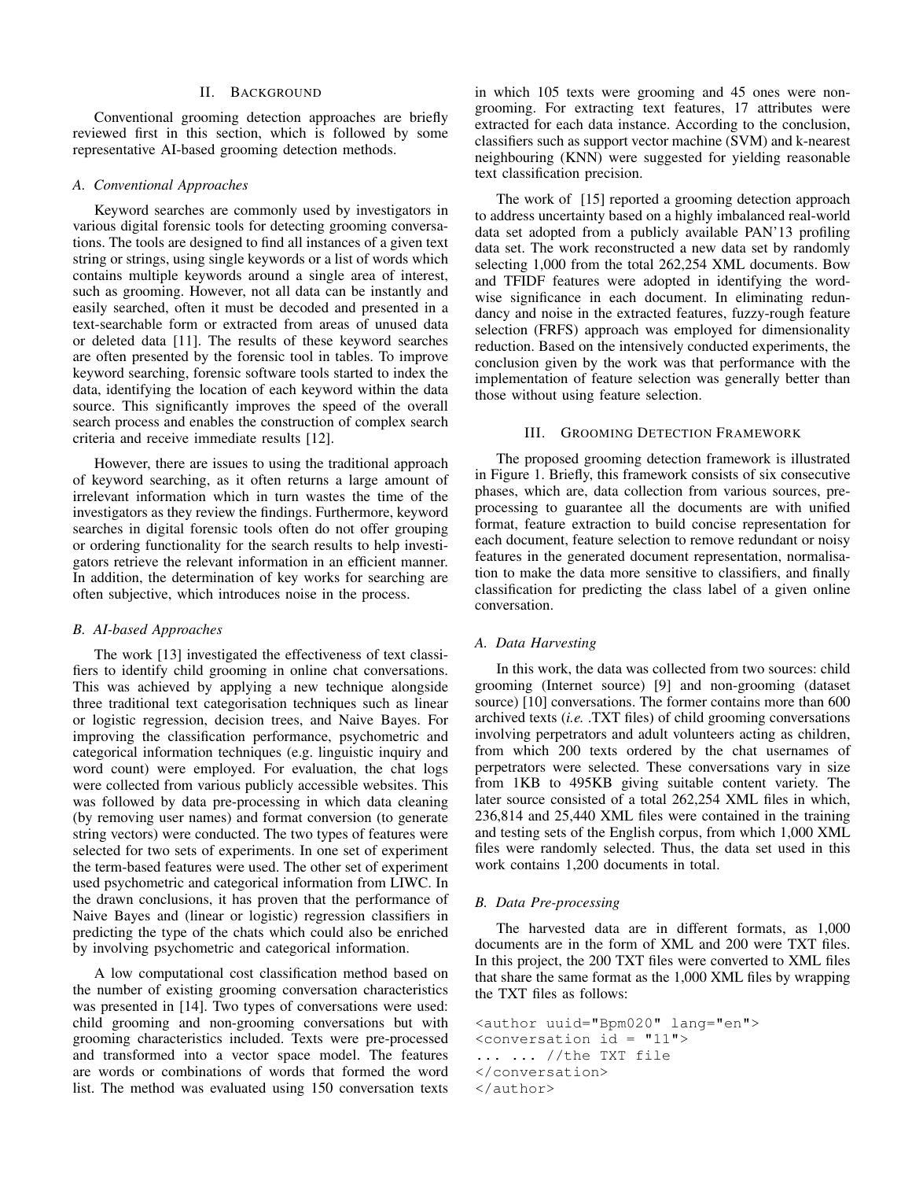## II. Background

Conventional grooming detection approaches are briefly reviewed first in this section, which is followed by some representative AI-based grooming detection methods.

### A. Conventional Approaches

Keyword searches are commonly used by investigators in various digital forensic tools for detecting grooming conversations. The tools are designed to find all instances of a given text string or strings, using single keywords or a list of words which contains multiple keywords around a single area of interest, such as grooming. However, not all data can be instantly and easily searched, often it must be decoded and presented in a text-searchable form or extracted from areas of unused data or deleted data [11]. The results of these keyword searches are often presented by the forensic tool in tables. To improve keyword searching, forensic software tools started to index the data, identifying the location of each keyword within the data source. This significantly improves the speed of the overall search process and enables the construction of complex search criteria and receive immediate results [12].

However, there are issues to using the traditional approach of keyword searching, as it often returns a large amount of irrelevant information which in turn wastes the time of the investigators as they review the findings. Furthermore, keyword searches in digital forensic tools often do not offer grouping or ordering functionality for the search results to help investigators retrieve the relevant information in an efficient manner. In addition, the determination of key works for searching are often subjective, which introduces noise in the process.

### B. AI-based Approaches

The work [13] investigated the effectiveness of text classifiers to identify child grooming in online chat conversations. This was achieved by applying a new technique alongside three traditional text categorisation techniques such as linear or logistic regression, decision trees, and Naive Bayes. For improving the classification performance, psychometric and categorical information techniques (e.g. linguistic inquiry and word count) were employed. For evaluation, the chat logs were collected from various publicly accessible websites. This was followed by data pre-processing in which data cleaning (by removing user names) and format conversion (to generate string vectors) were conducted. The two types of features were selected for two sets of experiments. In one set of experiment the term-based features were used. The other set of experiment used psychometric and categorical information from LIWC. In the drawn conclusions, it has proven that the performance of Naive Bayes and (linear or logistic) regression classifiers in predicting the type of the chats which could also be enriched by involving psychometric and categorical information.

A low computational cost classification method based on the number of existing grooming conversation characteristics was presented in [14]. Two types of conversations were used: child grooming and non-grooming conversations but with grooming characteristics included. Texts were pre-processed and transformed into a vector space model. The features are words or combinations of words that formed the word list. The method was evaluated using 150 conversation texts in which 105 texts were grooming and 45 ones were non-grooming. For extracting text features, 17 attributes were extracted for each data instance. According to the conclusion, classifiers such as support vector machine (SVM) and k-nearest neighbouring (KNN) were suggested for yielding reasonable text classification precision.

The work of [15] reported a grooming detection approach to address uncertainty based on a highly imbalanced real-world data set adopted from a publicly available PAN'13 profiling data set. The work reconstructed a new data set by randomly selecting 1,000 from the total 262,254 XML documents. Bow and TFIDF features were adopted in identifying the word-wise significance in each document. In eliminating redundancy and noise in the extracted features, fuzzy-rough feature selection (FRFS) approach was employed for dimensionality reduction. Based on the intensively conducted experiments, the conclusion given by the work was that performance with the implementation of feature selection was generally better than those without using feature selection.

## III. Grooming Detection Framework

The proposed grooming detection framework is illustrated in Figure 1. Briefly, this framework consists of six consecutive phases, which are, data collection from various sources, pre-processing to guarantee all the documents are with unified format, feature extraction to build concise representation for each document, feature selection to remove redundant or noisy features in the generated document representation, normalisation to make the data more sensitive to classifiers, and finally classification for predicting the class label of a given online conversation.

### A. Data Harvesting

In this work, the data was collected from two sources: child grooming (Internet source) [9] and non-grooming (dataset source) [10] conversations. The former contains more than 600 archived texts (*i.e.* .TXT files) of child grooming conversations involving perpetrators and adult volunteers acting as children, from which 200 texts ordered by the chat usernames of perpetrators were selected. These conversations vary in size from 1KB to 495KB giving suitable content variety. The later source consisted of a total 262,254 XML files in which, 236,814 and 25,440 XML files were contained in the training and testing sets of the English corpus, from which 1,000 XML files were randomly selected. Thus, the data set used in this work contains 1,200 documents in total.

### B. Data Pre-processing

The harvested data are in different formats, as 1,000 documents are in the form of XML and 200 were TXT files. In this project, the 200 TXT files were converted to XML files that share the same format as the 1,000 XML files by wrapping the TXT files as follows:

```
<author uuid="Bpm020" lang="en">
<conversation id = "11">
... ... //the TXT file
</conversation>
</author>
```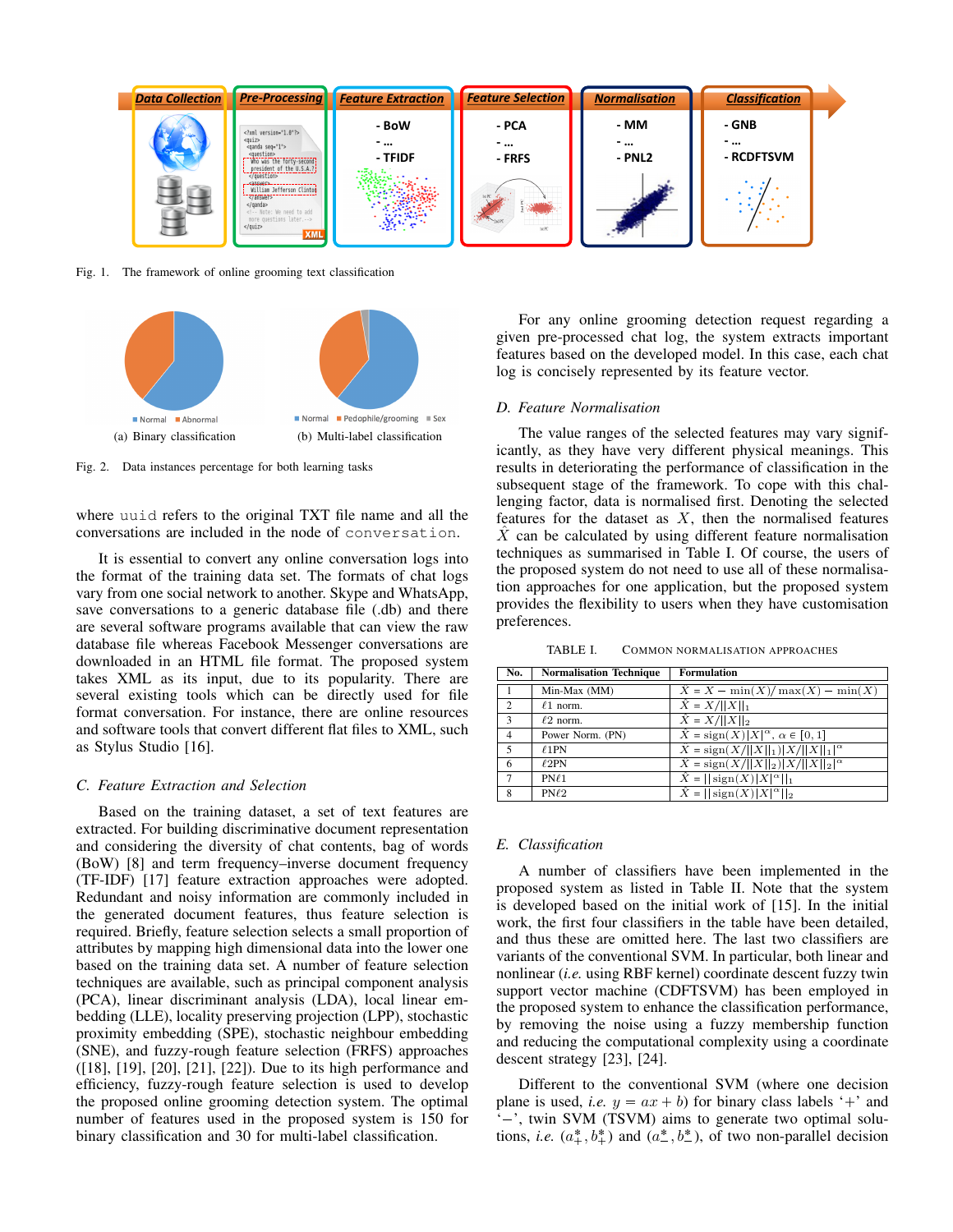Fig. 1. The framework of online grooming text classification

(a) Binary classification

(b) Multi-label classification

Fig. 2. Data instances percentage for both learning tasks

where uuid refers to the original TXT file name and all the conversations are included in the node of conversation.

It is essential to convert any online conversation logs into the format of the training data set. The formats of chat logs vary from one social network to another. Skype and WhatsApp, save conversations to a generic database file (.db) and there are several software programs available that can view the raw database file whereas Facebook Messenger conversations are downloaded in an HTML file format. The proposed system takes XML as its input, due to its popularity. There are several existing tools which can be directly used for file format conversion. For instance, there are online resources and software tools that convert different flat files to XML, such as Stylus Studio [16].

### C. Feature Extraction and Selection

Based on the training dataset, a set of text features are extracted. For building discriminative document representation and considering the diversity of chat contents, bag of words (BoW) [8] and term frequency–inverse document frequency (TF-IDF) [17] feature extraction approaches were adopted. Redundant and noisy information are commonly included in the generated document features, thus feature selection is required. Briefly, feature selection selects a small proportion of attributes by mapping high dimensional data into the lower one based on the training data set. A number of feature selection techniques are available, such as principal component analysis (PCA), linear discriminant analysis (LDA), local linear embedding (LLE), locality preserving projection (LPP), stochastic proximity embedding (SPE), stochastic neighbour embedding (SNE), and fuzzy-rough feature selection (FRFS) approaches ([18], [19], [20], [21], [22]). Due to its high performance and efficiency, fuzzy-rough feature selection is used to develop the proposed online grooming detection system. The optimal number of features used in the proposed system is 150 for binary classification and 30 for multi-label classification.

For any online grooming detection request regarding a given pre-processed chat log, the system extracts important features based on the developed model. In this case, each chat log is concisely represented by its feature vector.

### D. Feature Normalisation

The value ranges of the selected features may vary significantly, as they have very different physical meanings. This results in deteriorating the performance of classification in the subsequent stage of the framework. To cope with this challenging factor, data is normalised first. Denoting the selected features for the dataset as $X$, then the normalised features $\hat{X}$ can be calculated by using different feature normalisation techniques as summarised in Table I. Of course, the users of the proposed system do not need to use all of these normalisation approaches for one application, but the proposed system provides the flexibility to users when they have customisation preferences.

TABLE I. COMMON NORMALISATION APPROACHES

| No. | Normalisation Technique | Formulation |
|---|---|---|
| 1 | Min-Max (MM) | $\hat{X} = X - \min(X) / \max(X) - \min(X)$ |
| 2 | $\ell 1$ norm. | $\hat{X} = X/\|\|X\|\|_1$ |
| 3 | $\ell 2$ norm. | $\hat{X} = X/\|\|X\|\|_2$ |
| 4 | Power Norm. (PN) | $\hat{X} = \text{sign}(X)\|X\|^{\alpha}$, $\alpha \in [0, 1]$ |
| 5 | $\ell$1PN | $\hat{X} = \text{sign}(X/\|\|X\|\|_1)\|X/\|\|X\|\|_1\|^{\alpha}$ |
| 6 | $\ell$2PN | $\hat{X} = \text{sign}(X/\|\|X\|\|_2)\|X/\|\|X\|\|_2\|^{\alpha}$ |
| 7 | PN$\ell$1 | $\hat{X} = \|\|\text{sign}(X)\|X\|^{\alpha}\|\|_1$ |
| 8 | PN$\ell$2 | $\hat{X} = \|\|\text{sign}(X)\|X\|^{\alpha}\|\|_2$ |

### E. Classification

A number of classifiers have been implemented in the proposed system as listed in Table II. Note that the system is developed based on the initial work of [15]. In the initial work, the first four classifiers in the table have been detailed, and thus these are omitted here. The last two classifiers are variants of the conventional SVM. In particular, both linear and nonlinear (*i.e.* using RBF kernel) coordinate descent fuzzy twin support vector machine (CDFTSVM) has been employed in the proposed system to enhance the classification performance, by removing the noise using a fuzzy membership function and reducing the computational complexity using a coordinate descent strategy [23], [24].

Different to the conventional SVM (where one decision plane is used, *i.e.* $y = ax + b$) for binary class labels '+' and '−', twin SVM (TSVM) aims to generate two optimal solutions, *i.e.* $(a_+^*, b_+^*)$ and $(a_-^*, b_-^*)$, of two non-parallel decision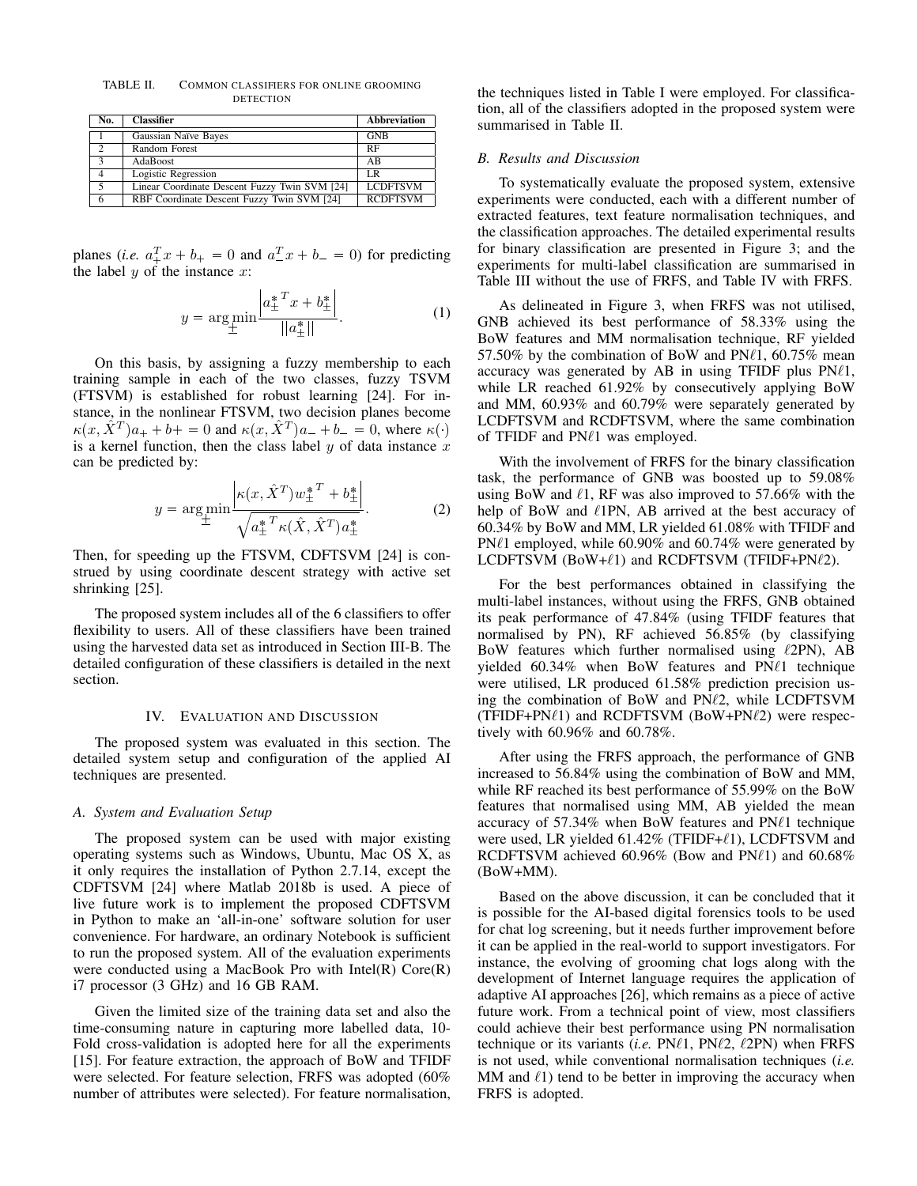TABLE II. COMMON CLASSIFIERS FOR ONLINE GROOMING DETECTION

| No. | Classifier | Abbreviation |
|---|---|---|
| 1 | Gaussian Naïve Bayes | GNB |
| 2 | Random Forest | RF |
| 3 | AdaBoost | AB |
| 4 | Logistic Regression | LR |
| 5 | Linear Coordinate Descent Fuzzy Twin SVM [24] | LCDFTSVM |
| 6 | RBF Coordinate Descent Fuzzy Twin SVM [24] | RCDFTSVM |

planes (*i.e.* $a_+^T x + b_+ = 0$ and $a_-^T x + b_- = 0$) for predicting the label $y$ of the instance $x$:

$$y = \arg\min_{\pm} \frac{\left| {a_\pm^*}^T x + b_\pm^* \right|}{||a_\pm^*||}. \tag{1}$$

On this basis, by assigning a fuzzy membership to each training sample in each of the two classes, fuzzy TSVM (FTSVM) is established for robust learning [24]. For instance, in the nonlinear FTSVM, two decision planes become $\kappa(x, \hat{X}^T)a_+ + b+ = 0$ and $\kappa(x, \hat{X}^T)a_- + b_- = 0$, where $\kappa(\cdot)$ is a kernel function, then the class label $y$ of data instance $x$ can be predicted by:

$$y = \arg\min_{\pm} \frac{\left| \kappa(x, \hat{X}^T){w_\pm^*}^T + b_\pm^* \right|}{\sqrt{{a_\pm^*}^T \kappa(\hat{X}, \hat{X}^T) a_\pm^*}}. \tag{2}$$

Then, for speeding up the FTSVM, CDFTSVM [24] is construed by using coordinate descent strategy with active set shrinking [25].

The proposed system includes all of the 6 classifiers to offer flexibility to users. All of these classifiers have been trained using the harvested data set as introduced in Section III-B. The detailed configuration of these classifiers is detailed in the next section.

## IV. EVALUATION AND DISCUSSION

The proposed system was evaluated in this section. The detailed system setup and configuration of the applied AI techniques are presented.

### A. System and Evaluation Setup

The proposed system can be used with major existing operating systems such as Windows, Ubuntu, Mac OS X, as it only requires the installation of Python 2.7.14, except the CDFTSVM [24] where Matlab 2018b is used. A piece of live future work is to implement the proposed CDFTSVM in Python to make an 'all-in-one' software solution for user convenience. For hardware, an ordinary Notebook is sufficient to run the proposed system. All of the evaluation experiments were conducted using a MacBook Pro with Intel(R) Core(R) i7 processor (3 GHz) and 16 GB RAM.

Given the limited size of the training data set and also the time-consuming nature in capturing more labelled data, 10-Fold cross-validation is adopted here for all the experiments [15]. For feature extraction, the approach of BoW and TFIDF were selected. For feature selection, FRFS was adopted (60% number of attributes were selected). For feature normalisation, the techniques listed in Table I were employed. For classification, all of the classifiers adopted in the proposed system were summarised in Table II.

### B. Results and Discussion

To systematically evaluate the proposed system, extensive experiments were conducted, each with a different number of extracted features, text feature normalisation techniques, and the classification approaches. The detailed experimental results for binary classification are presented in Figure 3; and the experiments for multi-label classification are summarised in Table III without the use of FRFS, and Table IV with FRFS.

As delineated in Figure 3, when FRFS was not utilised, GNB achieved its best performance of 58.33% using the BoW features and MM normalisation technique, RF yielded 57.50% by the combination of BoW and PN$\ell$1, 60.75% mean accuracy was generated by AB in using TFIDF plus PN$\ell$1, while LR reached 61.92% by consecutively applying BoW and MM, 60.93% and 60.79% were separately generated by LCDFTSVM and RCDFTSVM, where the same combination of TFIDF and PN$\ell$1 was employed.

With the involvement of FRFS for the binary classification task, the performance of GNB was boosted up to 59.08% using BoW and $\ell$1, RF was also improved to 57.66% with the help of BoW and $\ell$1PN, AB arrived at the best accuracy of 60.34% by BoW and MM, LR yielded 61.08% with TFIDF and PN$\ell$1 employed, while 60.90% and 60.74% were generated by LCDFTSVM (BoW+$\ell$1) and RCDFTSVM (TFIDF+PN$\ell$2).

For the best performances obtained in classifying the multi-label instances, without using the FRFS, GNB obtained its peak performance of 47.84% (using TFIDF features that normalised by PN), RF achieved 56.85% (by classifying BoW features which further normalised using $\ell$2PN), AB yielded 60.34% when BoW features and PN$\ell$1 technique were utilised, LR produced 61.58% prediction precision using the combination of BoW and PN$\ell$2, while LCDFTSVM (TFIDF+PN$\ell$1) and RCDFTSVM (BoW+PN$\ell$2) were respectively with 60.96% and 60.78%.

After using the FRFS approach, the performance of GNB increased to 56.84% using the combination of BoW and MM, while RF reached its best performance of 55.99% on the BoW features that normalised using MM, AB yielded the mean accuracy of 57.34% when BoW features and PN$\ell$1 technique were used, LR yielded 61.42% (TFIDF+$\ell$1), LCDFTSVM and RCDFTSVM achieved 60.96% (Bow and PN$\ell$1) and 60.68% (BoW+MM).

Based on the above discussion, it can be concluded that it is possible for the AI-based digital forensics tools to be used for chat log screening, but it needs further improvement before it can be applied in the real-world to support investigators. For instance, the evolving of grooming chat logs along with the development of Internet language requires the application of adaptive AI approaches [26], which remains as a piece of active future work. From a technical point of view, most classifiers could achieve their best performance using PN normalisation technique or its variants (*i.e.* PN$\ell$1, PN$\ell$2, $\ell$2PN) when FRFS is not used, while conventional normalisation techniques (*i.e.* MM and $\ell$1) tend to be better in improving the accuracy when FRFS is adopted.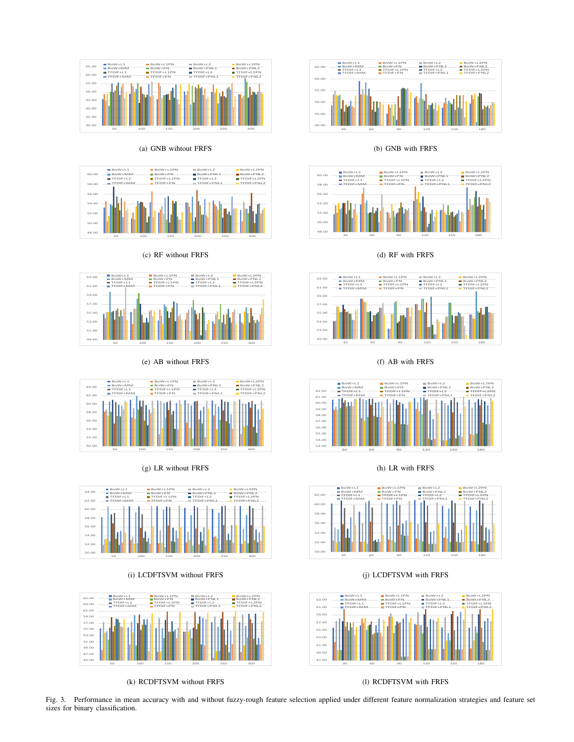(a) GNB wihtout FRFS

(b) GNB with FRFS

(c) RF without FRFS

(d) RF with FRFS

(e) AB without FRFS

(f) AB with FRFS

(g) LR without FRFS

(h) LR with FRFS

(i) LCDFTSVM without FRFS

(j) LCDFTSVM with FRFS

(k) RCDFTSVM without FRFS

(l) RCDFTSVM with FRFS

Fig. 3. Performance in mean accuracy with and without fuzzy-rough feature selection applied under different feature normalization strategies and feature set sizes for binary classification.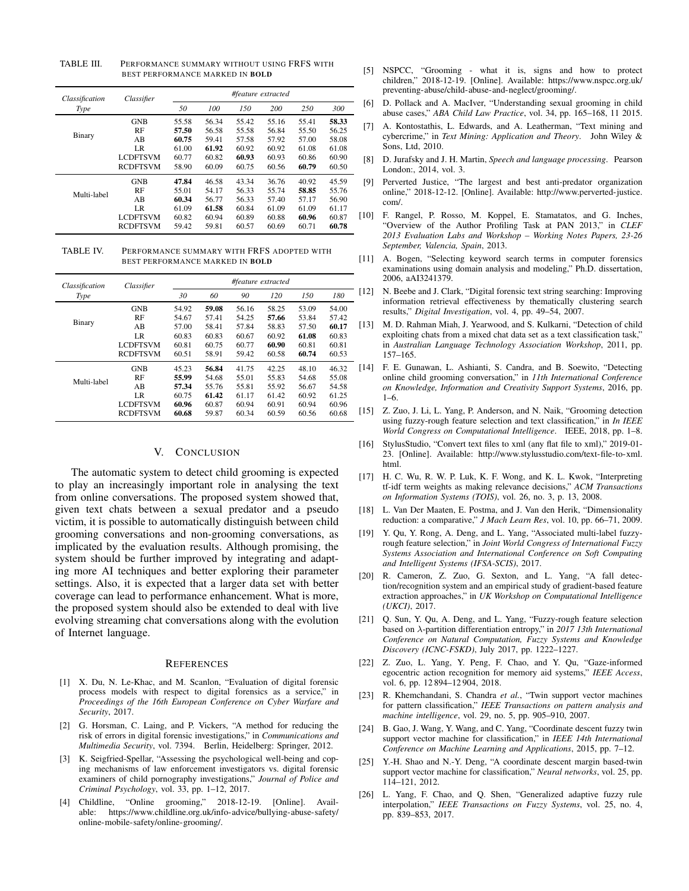TABLE III. Performance summary without using FRFS with best performance marked in **bold**

| *Classification Type* | *Classifier* | *#feature extracted* | | | | | |
|---|---|---|---|---|---|---|---|
| | | *50* | *100* | *150* | *200* | *250* | *300* |
| Binary | GNB | 55.58 | 56.34 | 55.42 | 55.16 | 55.41 | **58.33** |
| | RF | **57.50** | 56.58 | 55.58 | 56.84 | 55.50 | 56.25 |
| | AB | **60.75** | 59.41 | 57.58 | 57.92 | 57.00 | 58.08 |
| | LR | 61.00 | **61.92** | 60.92 | 60.92 | 61.08 | 61.08 |
| | LCDFTSVM | 60.77 | 60.82 | **60.93** | 60.93 | 60.86 | 60.90 |
| | RCDFTSVM | 58.90 | 60.09 | 60.75 | 60.56 | **60.79** | 60.50 |
| Multi-label | GNB | **47.84** | 46.58 | 43.34 | 36.76 | 40.92 | 45.59 |
| | RF | 55.01 | 54.17 | 56.33 | 55.74 | **58.85** | 55.76 |
| | AB | **60.34** | 56.77 | 56.33 | 57.40 | 57.17 | 56.90 |
| | LR | 61.09 | **61.58** | 60.84 | 61.09 | 61.09 | 61.17 |
| | LCDFTSVM | 60.82 | 60.94 | 60.89 | 60.88 | **60.96** | 60.87 |
| | RCDFTSVM | 59.42 | 59.81 | 60.57 | 60.69 | 60.71 | **60.78** |

TABLE IV. Performance summary with FRFS adopted with best performance marked in **bold**

| *Classification Type* | *Classifier* | *#feature extracted* | | | | | |
|---|---|---|---|---|---|---|---|
| | | *30* | *60* | *90* | *120* | *150* | *180* |
| Binary | GNB | 54.92 | **59.08** | 56.16 | 58.25 | 53.09 | 54.00 |
| | RF | 54.67 | 57.41 | 54.25 | **57.66** | 53.84 | 57.42 |
| | AB | 57.00 | 58.41 | 57.84 | 58.83 | 57.50 | **60.17** |
| | LR | 60.83 | 60.83 | 60.67 | 60.92 | **61.08** | 60.83 |
| | LCDFTSVM | 60.81 | 60.75 | 60.77 | **60.90** | 60.81 | 60.81 |
| | RCDFTSVM | 60.51 | 58.91 | 59.42 | 60.58 | **60.74** | 60.53 |
| Multi-label | GNB | 45.23 | **56.84** | 41.75 | 42.25 | 48.10 | 46.32 |
| | RF | **55.99** | 54.68 | 55.01 | 55.83 | 54.68 | 55.08 |
| | AB | **57.34** | 55.76 | 55.81 | 55.92 | 56.67 | 54.58 |
| | LR | 60.75 | **61.42** | 61.17 | 61.42 | 60.92 | 61.25 |
| | LCDFTSVM | **60.96** | 60.87 | 60.94 | 60.91 | 60.94 | 60.96 |
| | RCDFTSVM | **60.68** | 59.87 | 60.34 | 60.59 | 60.56 | 60.68 |

## V. Conclusion

The automatic system to detect child grooming is expected to play an increasingly important role in analysing the text from online conversations. The proposed system showed that, given text chats between a sexual predator and a pseudo victim, it is possible to automatically distinguish between child grooming conversations and non-grooming conversations, as implicated by the evaluation results. Although promising, the system should be further improved by integrating and adapting more AI techniques and better exploring their parameter settings. Also, it is expected that a larger data set with better coverage can lead to performance enhancement. What is more, the proposed system should also be extended to deal with live evolving streaming chat conversations along with the evolution of Internet language.

## References

[1] X. Du, N. Le-Khac, and M. Scanlon, "Evaluation of digital forensic process models with respect to digital forensics as a service," in *Proceedings of the 16th European Conference on Cyber Warfare and Security*, 2017.

[2] G. Horsman, C. Laing, and P. Vickers, "A method for reducing the risk of errors in digital forensic investigations," in *Communications and Multimedia Security*, vol. 7394. Berlin, Heidelberg: Springer, 2012.

[3] K. Seigfried-Spellar, "Assessing the psychological well-being and coping mechanisms of law enforcement investigators vs. digital forensic examiners of child pornography investigations," *Journal of Police and Criminal Psychology*, vol. 33, pp. 1–12, 2017.

[4] Childline, "Online grooming," 2018-12-19. [Online]. Available: https://www.childline.org.uk/info-advice/bullying-abuse-safety/online-mobile-safety/online-grooming/.

[5] NSPCC, "Grooming - what it is, signs and how to protect children," 2018-12-19. [Online]. Available: https://www.nspcc.org.uk/preventing-abuse/child-abuse-and-neglect/grooming/.

[6] D. Pollack and A. MacIver, "Understanding sexual grooming in child abuse cases," *ABA Child Law Practice*, vol. 34, pp. 165–168, 11 2015.

[7] A. Kontostathis, L. Edwards, and A. Leatherman, "Text mining and cybercrime," in *Text Mining: Application and Theory*. John Wiley & Sons, Ltd, 2010.

[8] D. Jurafsky and J. H. Martin, *Speech and language processing*. Pearson London:, 2014, vol. 3.

[9] Perverted Justice, "The largest and best anti-predator organization online," 2018-12-12. [Online]. Available: http://www.perverted-justice.com/.

[10] F. Rangel, P. Rosso, M. Koppel, E. Stamatatos, and G. Inches, "Overview of the Author Profiling Task at PAN 2013," in *CLEF 2013 Evaluation Labs and Workshop – Working Notes Papers, 23-26 September, Valencia, Spain*, 2013.

[11] A. Bogen, "Selecting keyword search terms in computer forensics examinations using domain analysis and modeling," Ph.D. dissertation, 2006, aAI3241379.

[12] N. Beebe and J. Clark, "Digital forensic text string searching: Improving information retrieval effectiveness by thematically clustering search results," *Digital Investigation*, vol. 4, pp. 49–54, 2007.

[13] M. D. Rahman Miah, J. Yearwood, and S. Kulkarni, "Detection of child exploiting chats from a mixed chat data set as a text classification task," in *Australian Language Technology Association Workshop*, 2011, pp. 157–165.

[14] F. E. Gunawan, L. Ashianti, S. Candra, and B. Soewito, "Detecting online child grooming conversation," in *11th International Conference on Knowledge, Information and Creativity Support Systems*, 2016, pp. 1–6.

[15] Z. Zuo, J. Li, L. Yang, P. Anderson, and N. Naik, "Grooming detection using fuzzy-rough feature selection and text classification," in *In IEEE World Congress on Computational Intelligence*. IEEE, 2018, pp. 1–8.

[16] StylusStudio, "Convert text files to xml (any flat file to xml)," 2019-01-23. [Online]. Available: http://www.stylusstudio.com/text-file-to-xml.html.

[17] H. C. Wu, R. W. P. Luk, K. F. Wong, and K. L. Kwok, "Interpreting tf-idf term weights as making relevance decisions," *ACM Transactions on Information Systems (TOIS)*, vol. 26, no. 3, p. 13, 2008.

[18] L. Van Der Maaten, E. Postma, and J. Van den Herik, "Dimensionality reduction: a comparative," *J Mach Learn Res*, vol. 10, pp. 66–71, 2009.

[19] Y. Qu, Y. Rong, A. Deng, and L. Yang, "Associated multi-label fuzzy-rough feature selection," in *Joint World Congress of International Fuzzy Systems Association and International Conference on Soft Computing and Intelligent Systems (IFSA-SCIS)*, 2017.

[20] R. Cameron, Z. Zuo, G. Sexton, and L. Yang, "A fall detection/recognition system and an empirical study of gradient-based feature extraction approaches," in *UK Workshop on Computational Intelligence (UKCI)*, 2017.

[21] Q. Sun, Y. Qu, A. Deng, and L. Yang, "Fuzzy-rough feature selection based on $\lambda$-partition differentiation entropy," in *2017 13th International Conference on Natural Computation, Fuzzy Systems and Knowledge Discovery (ICNC-FSKD)*, July 2017, pp. 1222–1227.

[22] Z. Zuo, L. Yang, Y. Peng, F. Chao, and Y. Qu, "Gaze-informed egocentric action recognition for memory aid systems," *IEEE Access*, vol. 6, pp. 12 894–12 904, 2018.

[23] R. Khemchandani, S. Chandra *et al.*, "Twin support vector machines for pattern classification," *IEEE Transactions on pattern analysis and machine intelligence*, vol. 29, no. 5, pp. 905–910, 2007.

[24] B. Gao, J. Wang, Y. Wang, and C. Yang, "Coordinate descent fuzzy twin support vector machine for classification," in *IEEE 14th International Conference on Machine Learning and Applications*, 2015, pp. 7–12.

[25] Y.-H. Shao and N.-Y. Deng, "A coordinate descent margin based-twin support vector machine for classification," *Neural networks*, vol. 25, pp. 114–121, 2012.

[26] L. Yang, F. Chao, and Q. Shen, "Generalized adaptive fuzzy rule interpolation," *IEEE Transactions on Fuzzy Systems*, vol. 25, no. 4, pp. 839–853, 2017.